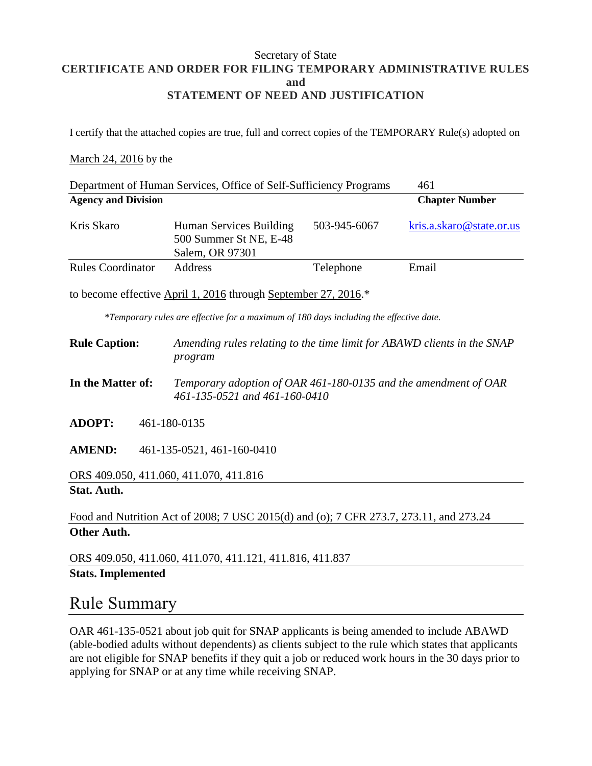Secretary of State

**CERTIFICATE AND ORDER FOR FILING TEMPORARY ADMINISTRATIVE RULES**
**and**
**STATEMENT OF NEED AND JUSTIFICATION**

I certify that the attached copies are true, full and correct copies of the TEMPORARY Rule(s) adopted on

March 24, 2016 by the

| Department of Human Services, Office of Self-Sufficiency Programs | | | 461 |
|---|---|---|---|
| **Agency and Division** | | | **Chapter Number** |
| Kris Skaro | Human Services Building 500 Summer St NE, E-48 Salem, OR 97301 | 503-945-6067 | kris.a.skaro@state.or.us |
| Rules Coordinator | Address | Telephone | Email |

to become effective April 1, 2016 through September 27, 2016.*

*\*Temporary rules are effective for a maximum of 180 days including the effective date.*

**Rule Caption:** *Amending rules relating to the time limit for ABAWD clients in the SNAP program*

**In the Matter of:** *Temporary adoption of OAR 461-180-0135 and the amendment of OAR 461-135-0521 and 461-160-0410*

**ADOPT:** 461-180-0135

**AMEND:** 461-135-0521, 461-160-0410

ORS 409.050, 411.060, 411.070, 411.816
**Stat. Auth.**

Food and Nutrition Act of 2008; 7 USC 2015(d) and (o); 7 CFR 273.7, 273.11, and 273.24
**Other Auth.**

ORS 409.050, 411.060, 411.070, 411.121, 411.816, 411.837
**Stats. Implemented**

## Rule Summary

OAR 461-135-0521 about job quit for SNAP applicants is being amended to include ABAWD (able-bodied adults without dependents) as clients subject to the rule which states that applicants are not eligible for SNAP benefits if they quit a job or reduced work hours in the 30 days prior to applying for SNAP or at any time while receiving SNAP.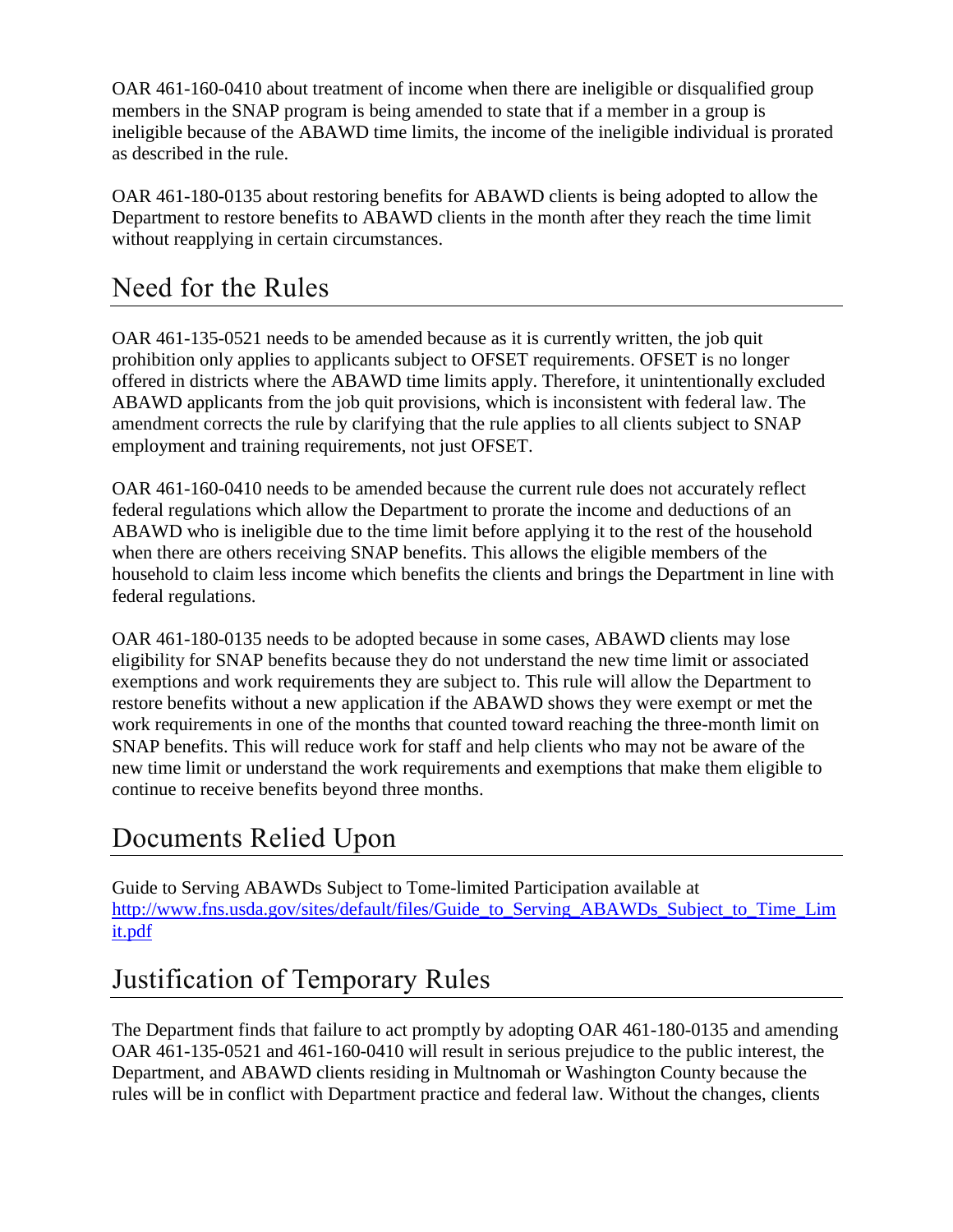OAR 461-160-0410 about treatment of income when there are ineligible or disqualified group members in the SNAP program is being amended to state that if a member in a group is ineligible because of the ABAWD time limits, the income of the ineligible individual is prorated as described in the rule.

OAR 461-180-0135 about restoring benefits for ABAWD clients is being adopted to allow the Department to restore benefits to ABAWD clients in the month after they reach the time limit without reapplying in certain circumstances.

## Need for the Rules

OAR 461-135-0521 needs to be amended because as it is currently written, the job quit prohibition only applies to applicants subject to OFSET requirements. OFSET is no longer offered in districts where the ABAWD time limits apply. Therefore, it unintentionally excluded ABAWD applicants from the job quit provisions, which is inconsistent with federal law. The amendment corrects the rule by clarifying that the rule applies to all clients subject to SNAP employment and training requirements, not just OFSET.

OAR 461-160-0410 needs to be amended because the current rule does not accurately reflect federal regulations which allow the Department to prorate the income and deductions of an ABAWD who is ineligible due to the time limit before applying it to the rest of the household when there are others receiving SNAP benefits. This allows the eligible members of the household to claim less income which benefits the clients and brings the Department in line with federal regulations.

OAR 461-180-0135 needs to be adopted because in some cases, ABAWD clients may lose eligibility for SNAP benefits because they do not understand the new time limit or associated exemptions and work requirements they are subject to. This rule will allow the Department to restore benefits without a new application if the ABAWD shows they were exempt or met the work requirements in one of the months that counted toward reaching the three-month limit on SNAP benefits. This will reduce work for staff and help clients who may not be aware of the new time limit or understand the work requirements and exemptions that make them eligible to continue to receive benefits beyond three months.

## Documents Relied Upon

Guide to Serving ABAWDs Subject to Tome-limited Participation available at http://www.fns.usda.gov/sites/default/files/Guide_to_Serving_ABAWDs_Subject_to_Time_Limit.pdf

## Justification of Temporary Rules

The Department finds that failure to act promptly by adopting OAR 461-180-0135 and amending OAR 461-135-0521 and 461-160-0410 will result in serious prejudice to the public interest, the Department, and ABAWD clients residing in Multnomah or Washington County because the rules will be in conflict with Department practice and federal law. Without the changes, clients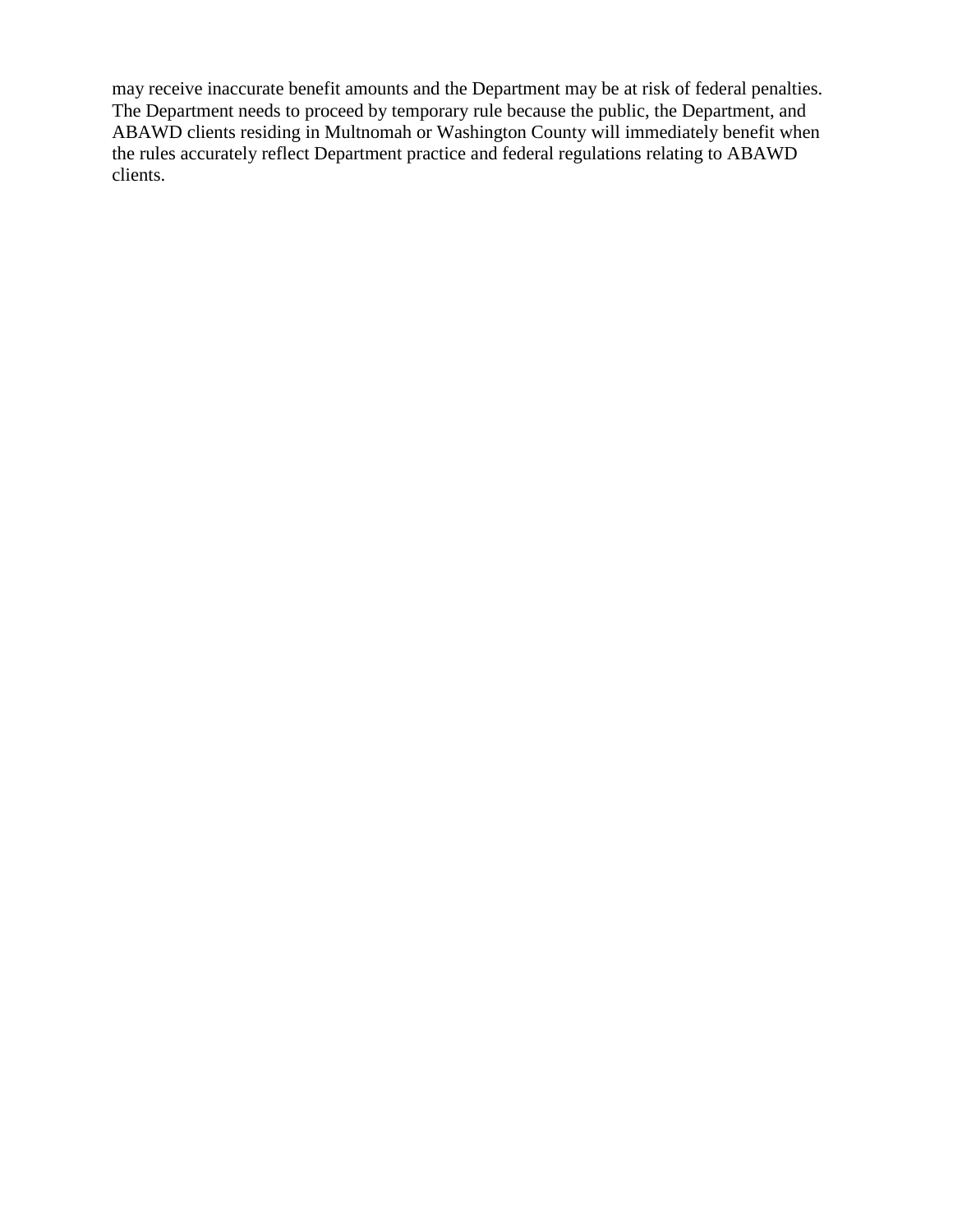may receive inaccurate benefit amounts and the Department may be at risk of federal penalties. The Department needs to proceed by temporary rule because the public, the Department, and ABAWD clients residing in Multnomah or Washington County will immediately benefit when the rules accurately reflect Department practice and federal regulations relating to ABAWD clients.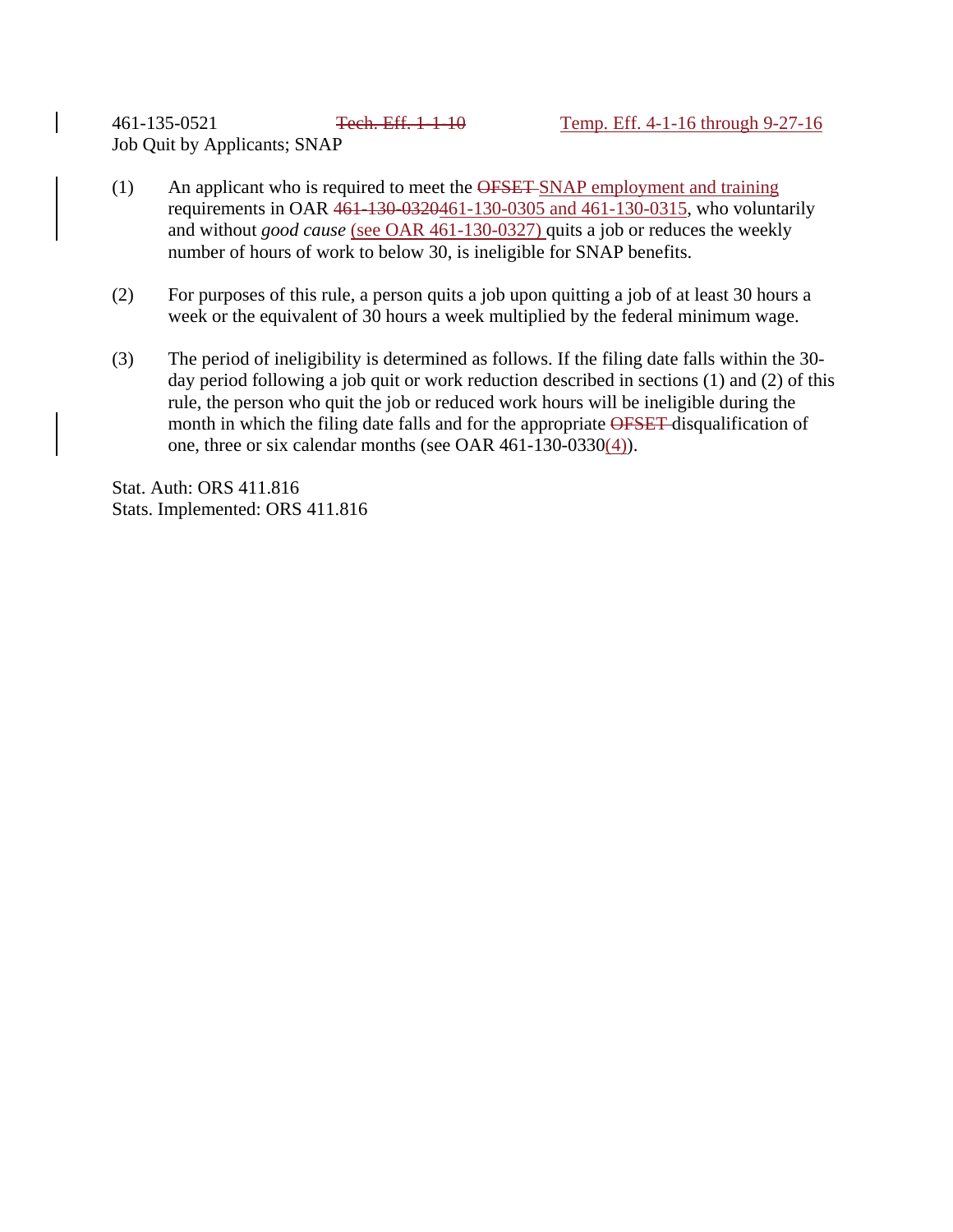461-135-0521 ~~Tech. Eff. 1-1-10~~ <u>Temp. Eff. 4-1-16 through 9-27-16</u>
Job Quit by Applicants; SNAP

(1) An applicant who is required to meet the ~~OFSET~~ <u>SNAP employment and training</u> requirements in OAR ~~461-130-0320~~<u>461-130-0305 and 461-130-0315</u>, who voluntarily and without *good cause* <u>(see OAR 461-130-0327)</u> quits a job or reduces the weekly number of hours of work to below 30, is ineligible for SNAP benefits.

(2) For purposes of this rule, a person quits a job upon quitting a job of at least 30 hours a week or the equivalent of 30 hours a week multiplied by the federal minimum wage.

(3) The period of ineligibility is determined as follows. If the filing date falls within the 30-day period following a job quit or work reduction described in sections (1) and (2) of this rule, the person who quit the job or reduced work hours will be ineligible during the month in which the filing date falls and for the appropriate ~~OFSET~~ disqualification of one, three or six calendar months (see OAR 461-130-0330<u>(4)</u>).

Stat. Auth: ORS 411.816
Stats. Implemented: ORS 411.816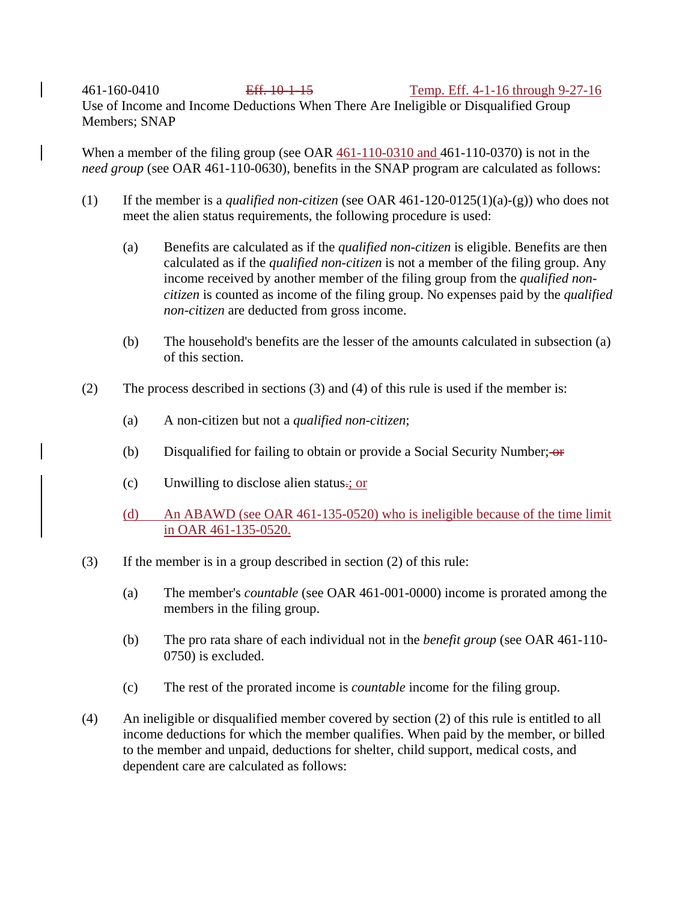461-160-0410 ~~Eff. 10-1-15~~ Temp. Eff. 4-1-16 through 9-27-16
Use of Income and Income Deductions When There Are Ineligible or Disqualified Group Members; SNAP

When a member of the filing group (see OAR 461-110-0310 and 461-110-0370) is not in the *need group* (see OAR 461-110-0630), benefits in the SNAP program are calculated as follows:

(1) If the member is a *qualified non-citizen* (see OAR 461-120-0125(1)(a)-(g)) who does not meet the alien status requirements, the following procedure is used:

(a) Benefits are calculated as if the *qualified non-citizen* is eligible. Benefits are then calculated as if the *qualified non-citizen* is not a member of the filing group. Any income received by another member of the filing group from the *qualified non-citizen* is counted as income of the filing group. No expenses paid by the *qualified non-citizen* are deducted from gross income.

(b) The household's benefits are the lesser of the amounts calculated in subsection (a) of this section.

(2) The process described in sections (3) and (4) of this rule is used if the member is:

(a) A non-citizen but not a *qualified non-citizen*;

(b) Disqualified for failing to obtain or provide a Social Security Number; ~~or~~

(c) Unwilling to disclose alien status~~.~~; or

(d) An ABAWD (see OAR 461-135-0520) who is ineligible because of the time limit in OAR 461-135-0520.

(3) If the member is in a group described in section (2) of this rule:

(a) The member's *countable* (see OAR 461-001-0000) income is prorated among the members in the filing group.

(b) The pro rata share of each individual not in the *benefit group* (see OAR 461-110-0750) is excluded.

(c) The rest of the prorated income is *countable* income for the filing group.

(4) An ineligible or disqualified member covered by section (2) of this rule is entitled to all income deductions for which the member qualifies. When paid by the member, or billed to the member and unpaid, deductions for shelter, child support, medical costs, and dependent care are calculated as follows: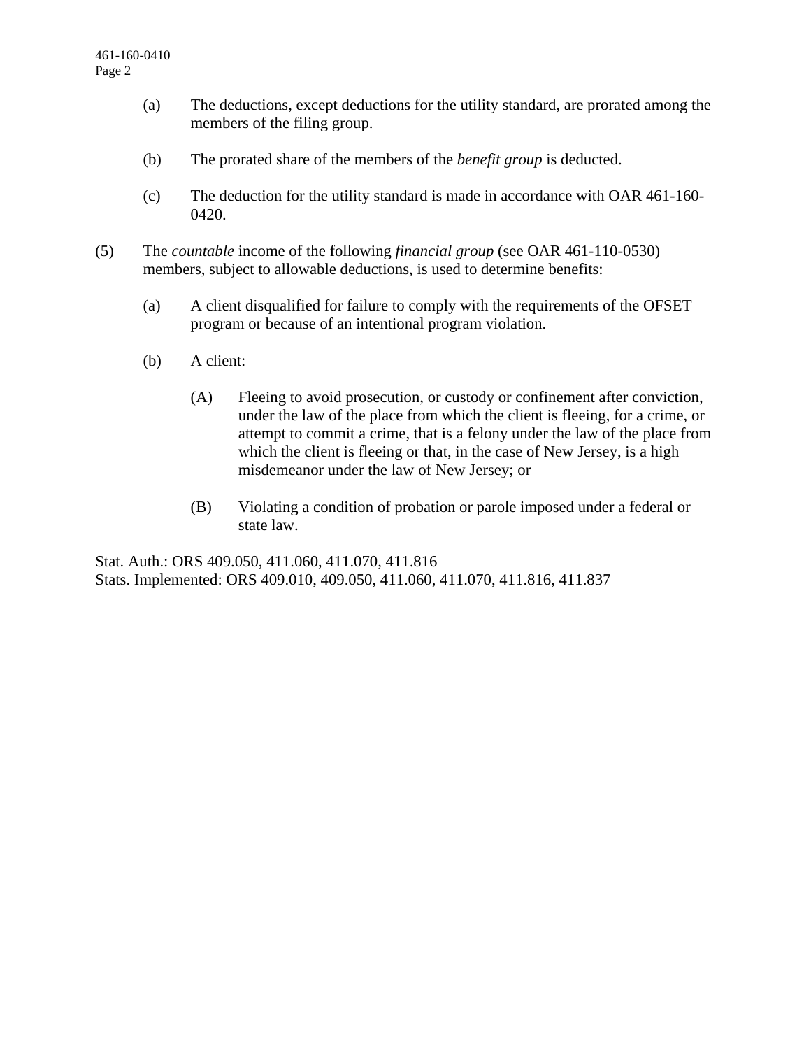(a) The deductions, except deductions for the utility standard, are prorated among the members of the filing group.

(b) The prorated share of the members of the *benefit group* is deducted.

(c) The deduction for the utility standard is made in accordance with OAR 461-160-0420.

(5) The *countable* income of the following *financial group* (see OAR 461-110-0530) members, subject to allowable deductions, is used to determine benefits:

(a) A client disqualified for failure to comply with the requirements of the OFSET program or because of an intentional program violation.

(b) A client:

(A) Fleeing to avoid prosecution, or custody or confinement after conviction, under the law of the place from which the client is fleeing, for a crime, or attempt to commit a crime, that is a felony under the law of the place from which the client is fleeing or that, in the case of New Jersey, is a high misdemeanor under the law of New Jersey; or

(B) Violating a condition of probation or parole imposed under a federal or state law.

Stat. Auth.: ORS 409.050, 411.060, 411.070, 411.816
Stats. Implemented: ORS 409.010, 409.050, 411.060, 411.070, 411.816, 411.837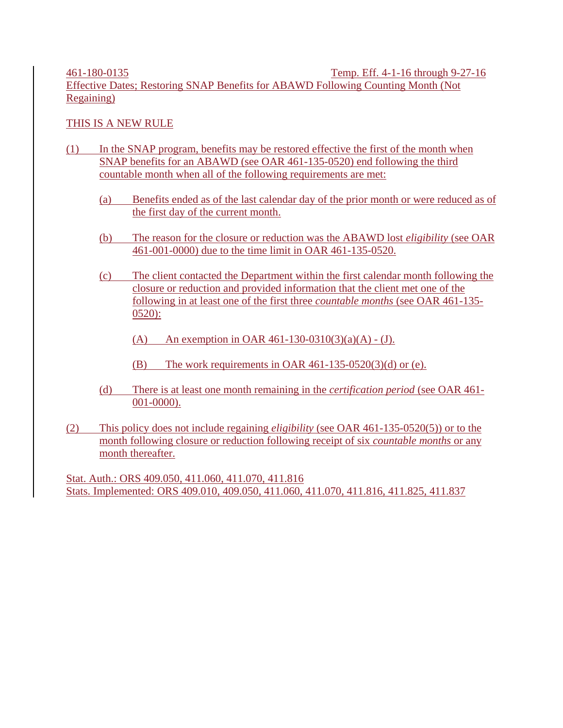461-180-0135 Temp. Eff. 4-1-16 through 9-27-16

Effective Dates; Restoring SNAP Benefits for ABAWD Following Counting Month (Not Regaining)

THIS IS A NEW RULE

(1) In the SNAP program, benefits may be restored effective the first of the month when SNAP benefits for an ABAWD (see OAR 461-135-0520) end following the third countable month when all of the following requirements are met:

(a) Benefits ended as of the last calendar day of the prior month or were reduced as of the first day of the current month.

(b) The reason for the closure or reduction was the ABAWD lost *eligibility* (see OAR 461-001-0000) due to the time limit in OAR 461-135-0520.

(c) The client contacted the Department within the first calendar month following the closure or reduction and provided information that the client met one of the following in at least one of the first three *countable months* (see OAR 461-135-0520):

(A) An exemption in OAR 461-130-0310(3)(a)(A) - (J).

(B) The work requirements in OAR 461-135-0520(3)(d) or (e).

(d) There is at least one month remaining in the *certification period* (see OAR 461-001-0000).

(2) This policy does not include regaining *eligibility* (see OAR 461-135-0520(5)) or to the month following closure or reduction following receipt of six *countable months* or any month thereafter.

Stat. Auth.: ORS 409.050, 411.060, 411.070, 411.816

Stats. Implemented: ORS 409.010, 409.050, 411.060, 411.070, 411.816, 411.825, 411.837